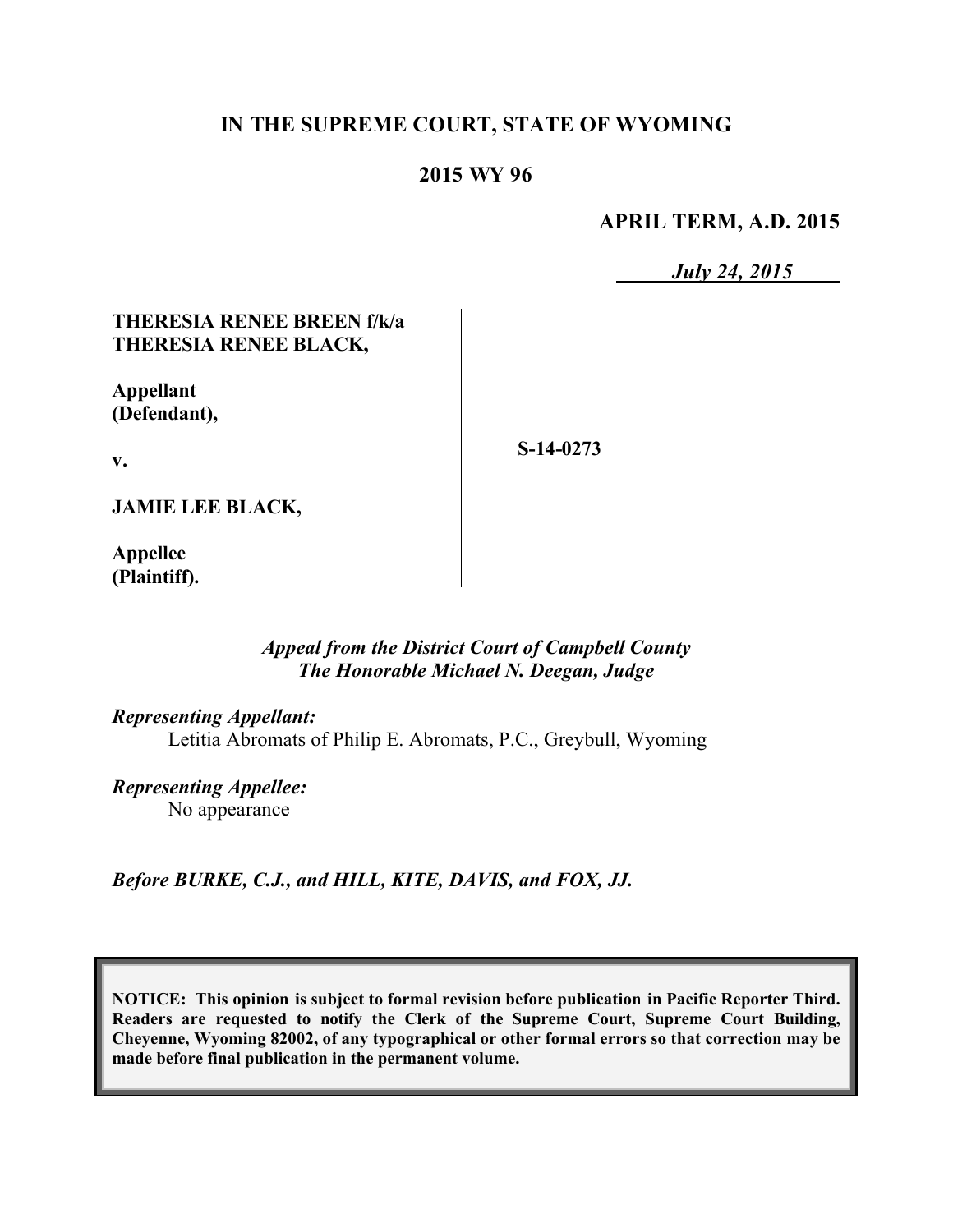# IN THE SUPREME COURT, STATE OF WYOMING

## 2015 WY 96

**APRIL TERM, A.D. 2015**

*July 24, 2015*

| | |
|---|---|
| **THERESIA RENEE BREEN f/k/a THERESIA RENEE BLACK,**<br><br>**Appellant (Defendant),**<br><br>**v.**<br><br>**JAMIE LEE BLACK,**<br><br>**Appellee (Plaintiff).** | **S-14-0273** |

*Appeal from the District Court of Campbell County*
*The Honorable Michael N. Deegan, Judge*

*Representing Appellant:*
Letitia Abromats of Philip E. Abromats, P.C., Greybull, Wyoming

*Representing Appellee:*
No appearance

*Before BURKE, C.J., and HILL, KITE, DAVIS, and FOX, JJ.*

**NOTICE: This opinion is subject to formal revision before publication in Pacific Reporter Third. Readers are requested to notify the Clerk of the Supreme Court, Supreme Court Building, Cheyenne, Wyoming 82002, of any typographical or other formal errors so that correction may be made before final publication in the permanent volume.**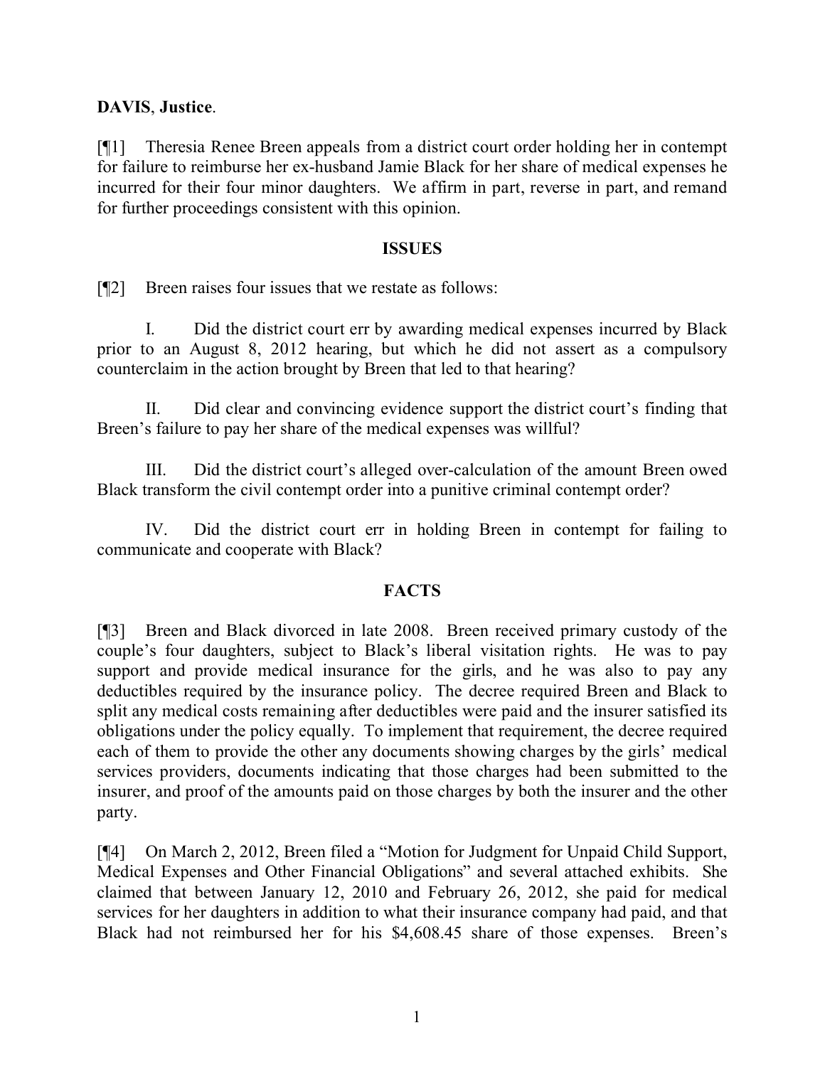**DAVIS**, **Justice**.

[¶1] Theresia Renee Breen appeals from a district court order holding her in contempt for failure to reimburse her ex-husband Jamie Black for her share of medical expenses he incurred for their four minor daughters. We affirm in part, reverse in part, and remand for further proceedings consistent with this opinion.

## ISSUES

[¶2] Breen raises four issues that we restate as follows:

I. Did the district court err by awarding medical expenses incurred by Black prior to an August 8, 2012 hearing, but which he did not assert as a compulsory counterclaim in the action brought by Breen that led to that hearing?

II. Did clear and convincing evidence support the district court's finding that Breen's failure to pay her share of the medical expenses was willful?

III. Did the district court's alleged over-calculation of the amount Breen owed Black transform the civil contempt order into a punitive criminal contempt order?

IV. Did the district court err in holding Breen in contempt for failing to communicate and cooperate with Black?

## FACTS

[¶3] Breen and Black divorced in late 2008. Breen received primary custody of the couple's four daughters, subject to Black's liberal visitation rights. He was to pay support and provide medical insurance for the girls, and he was also to pay any deductibles required by the insurance policy. The decree required Breen and Black to split any medical costs remaining after deductibles were paid and the insurer satisfied its obligations under the policy equally. To implement that requirement, the decree required each of them to provide the other any documents showing charges by the girls' medical services providers, documents indicating that those charges had been submitted to the insurer, and proof of the amounts paid on those charges by both the insurer and the other party.

[¶4] On March 2, 2012, Breen filed a "Motion for Judgment for Unpaid Child Support, Medical Expenses and Other Financial Obligations" and several attached exhibits. She claimed that between January 12, 2010 and February 26, 2012, she paid for medical services for her daughters in addition to what their insurance company had paid, and that Black had not reimbursed her for his $4,608.45 share of those expenses. Breen's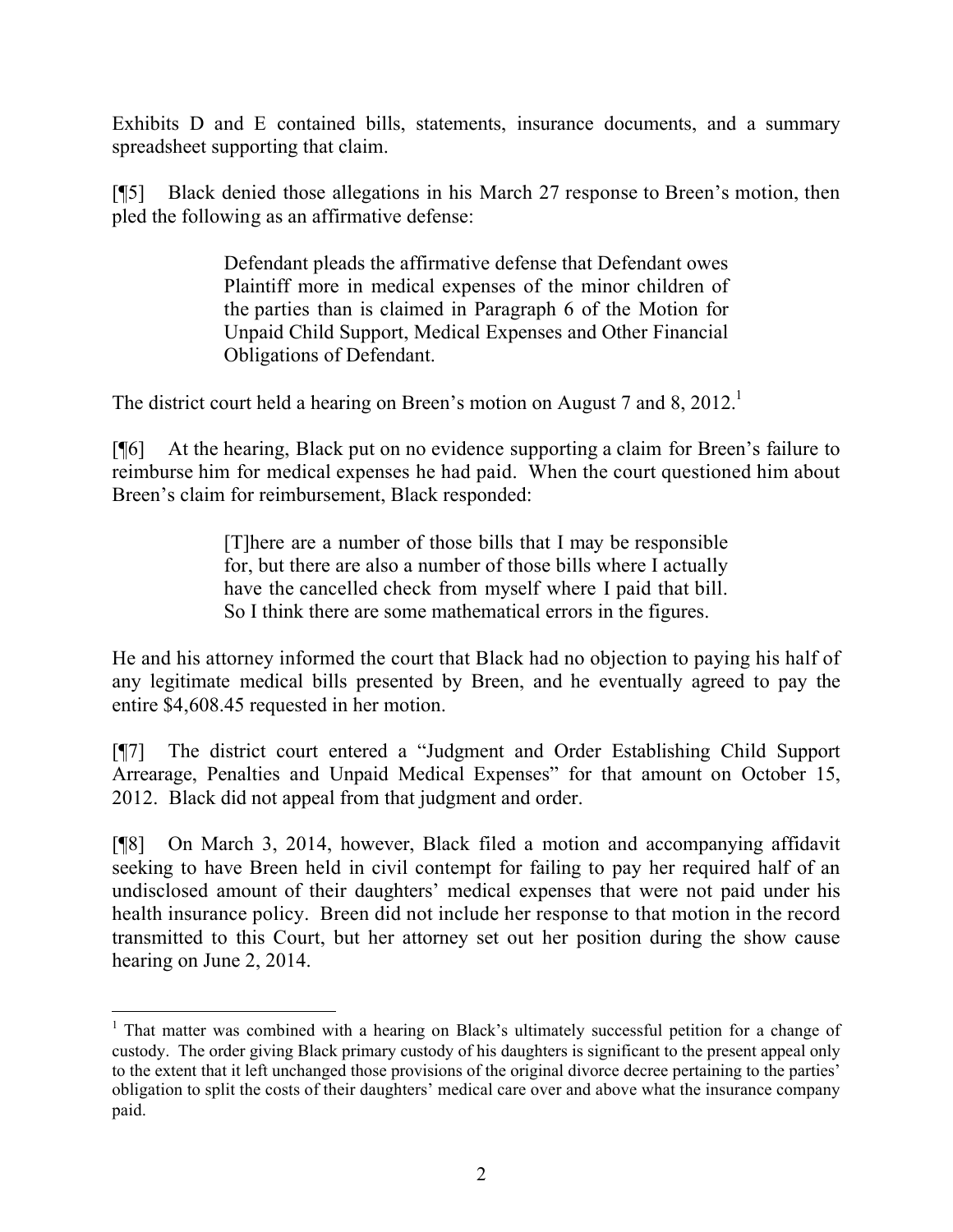Exhibits D and E contained bills, statements, insurance documents, and a summary spreadsheet supporting that claim.

[¶5] Black denied those allegations in his March 27 response to Breen's motion, then pled the following as an affirmative defense:

> Defendant pleads the affirmative defense that Defendant owes Plaintiff more in medical expenses of the minor children of the parties than is claimed in Paragraph 6 of the Motion for Unpaid Child Support, Medical Expenses and Other Financial Obligations of Defendant.

The district court held a hearing on Breen's motion on August 7 and 8, 2012.[1]

[¶6] At the hearing, Black put on no evidence supporting a claim for Breen's failure to reimburse him for medical expenses he had paid. When the court questioned him about Breen's claim for reimbursement, Black responded:

> [T]here are a number of those bills that I may be responsible for, but there are also a number of those bills where I actually have the cancelled check from myself where I paid that bill. So I think there are some mathematical errors in the figures.

He and his attorney informed the court that Black had no objection to paying his half of any legitimate medical bills presented by Breen, and he eventually agreed to pay the entire $4,608.45 requested in her motion.

[¶7] The district court entered a "Judgment and Order Establishing Child Support Arrearage, Penalties and Unpaid Medical Expenses" for that amount on October 15, 2012. Black did not appeal from that judgment and order.

[¶8] On March 3, 2014, however, Black filed a motion and accompanying affidavit seeking to have Breen held in civil contempt for failing to pay her required half of an undisclosed amount of their daughters' medical expenses that were not paid under his health insurance policy. Breen did not include her response to that motion in the record transmitted to this Court, but her attorney set out her position during the show cause hearing on June 2, 2014.

---

[1] That matter was combined with a hearing on Black's ultimately successful petition for a change of custody. The order giving Black primary custody of his daughters is significant to the present appeal only to the extent that it left unchanged those provisions of the original divorce decree pertaining to the parties' obligation to split the costs of their daughters' medical care over and above what the insurance company paid.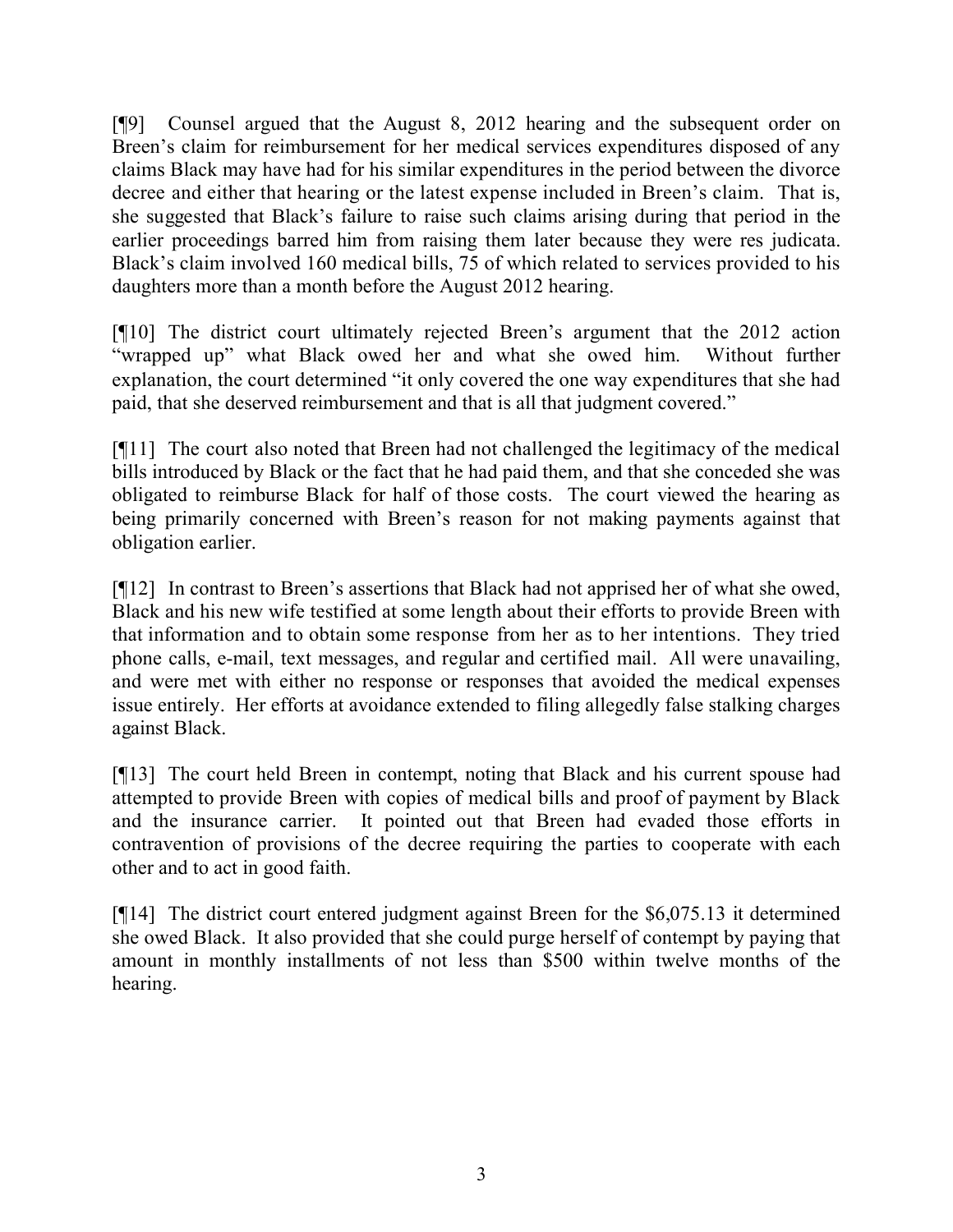[¶9] Counsel argued that the August 8, 2012 hearing and the subsequent order on Breen's claim for reimbursement for her medical services expenditures disposed of any claims Black may have had for his similar expenditures in the period between the divorce decree and either that hearing or the latest expense included in Breen's claim. That is, she suggested that Black's failure to raise such claims arising during that period in the earlier proceedings barred him from raising them later because they were res judicata. Black's claim involved 160 medical bills, 75 of which related to services provided to his daughters more than a month before the August 2012 hearing.

[¶10] The district court ultimately rejected Breen's argument that the 2012 action "wrapped up" what Black owed her and what she owed him. Without further explanation, the court determined "it only covered the one way expenditures that she had paid, that she deserved reimbursement and that is all that judgment covered."

[¶11] The court also noted that Breen had not challenged the legitimacy of the medical bills introduced by Black or the fact that he had paid them, and that she conceded she was obligated to reimburse Black for half of those costs. The court viewed the hearing as being primarily concerned with Breen's reason for not making payments against that obligation earlier.

[¶12] In contrast to Breen's assertions that Black had not apprised her of what she owed, Black and his new wife testified at some length about their efforts to provide Breen with that information and to obtain some response from her as to her intentions. They tried phone calls, e-mail, text messages, and regular and certified mail. All were unavailing, and were met with either no response or responses that avoided the medical expenses issue entirely. Her efforts at avoidance extended to filing allegedly false stalking charges against Black.

[¶13] The court held Breen in contempt, noting that Black and his current spouse had attempted to provide Breen with copies of medical bills and proof of payment by Black and the insurance carrier. It pointed out that Breen had evaded those efforts in contravention of provisions of the decree requiring the parties to cooperate with each other and to act in good faith.

[¶14] The district court entered judgment against Breen for the $6,075.13 it determined she owed Black. It also provided that she could purge herself of contempt by paying that amount in monthly installments of not less than $500 within twelve months of the hearing.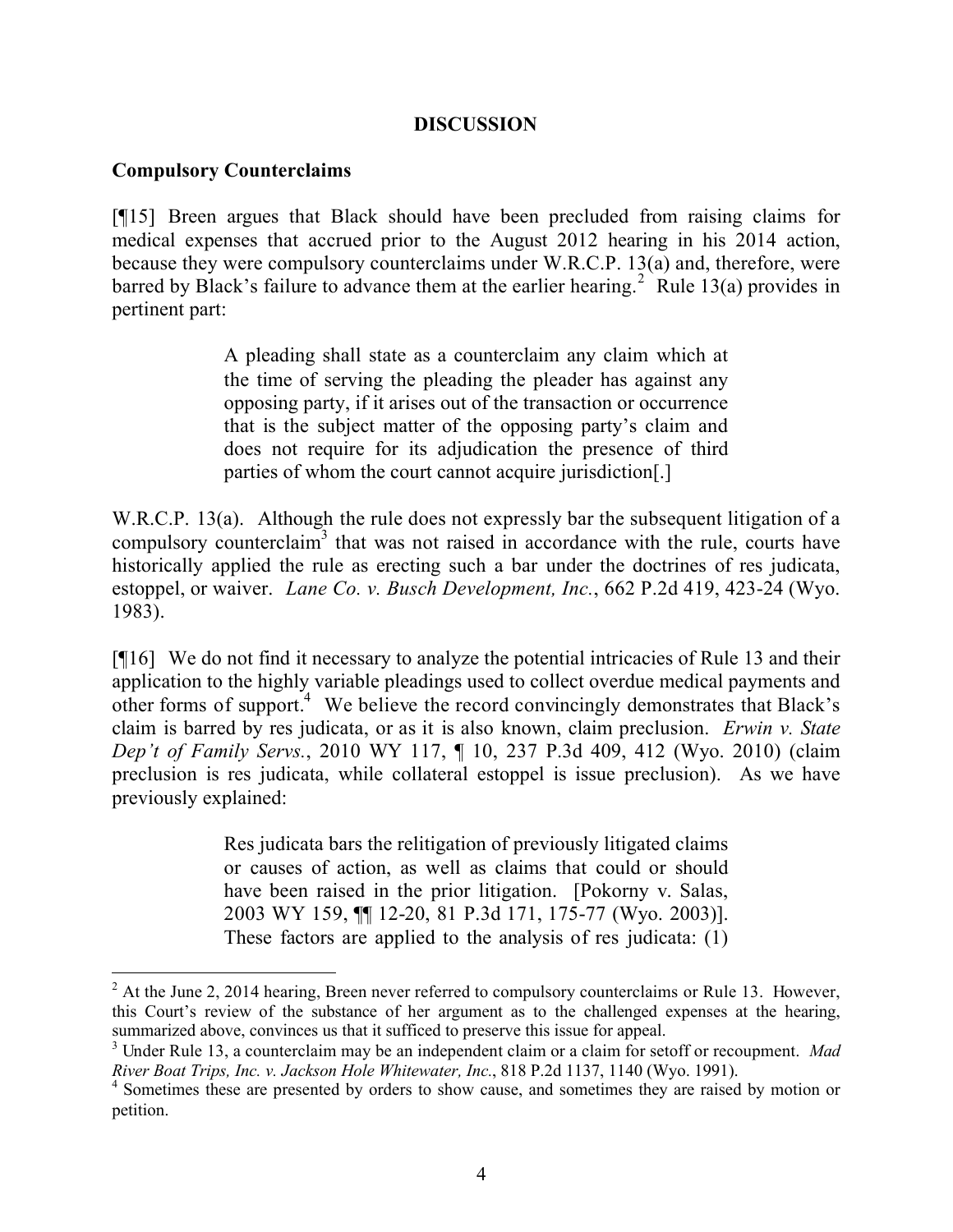## DISCUSSION

### Compulsory Counterclaims

[¶15] Breen argues that Black should have been precluded from raising claims for medical expenses that accrued prior to the August 2012 hearing in his 2014 action, because they were compulsory counterclaims under W.R.C.P. 13(a) and, therefore, were barred by Black's failure to advance them at the earlier hearing.[2] Rule 13(a) provides in pertinent part:

> A pleading shall state as a counterclaim any claim which at the time of serving the pleading the pleader has against any opposing party, if it arises out of the transaction or occurrence that is the subject matter of the opposing party's claim and does not require for its adjudication the presence of third parties of whom the court cannot acquire jurisdiction[.]

W.R.C.P. 13(a). Although the rule does not expressly bar the subsequent litigation of a compulsory counterclaim[3] that was not raised in accordance with the rule, courts have historically applied the rule as erecting such a bar under the doctrines of res judicata, estoppel, or waiver. *Lane Co. v. Busch Development, Inc.*, 662 P.2d 419, 423-24 (Wyo. 1983).

[¶16] We do not find it necessary to analyze the potential intricacies of Rule 13 and their application to the highly variable pleadings used to collect overdue medical payments and other forms of support.[4] We believe the record convincingly demonstrates that Black's claim is barred by res judicata, or as it is also known, claim preclusion. *Erwin v. State Dep't of Family Servs.*, 2010 WY 117, ¶ 10, 237 P.3d 409, 412 (Wyo. 2010) (claim preclusion is res judicata, while collateral estoppel is issue preclusion). As we have previously explained:

> Res judicata bars the relitigation of previously litigated claims or causes of action, as well as claims that could or should have been raised in the prior litigation. [Pokorny v. Salas, 2003 WY 159, ¶¶ 12-20, 81 P.3d 171, 175-77 (Wyo. 2003)]. These factors are applied to the analysis of res judicata: (1)

---

[2] At the June 2, 2014 hearing, Breen never referred to compulsory counterclaims or Rule 13. However, this Court's review of the substance of her argument as to the challenged expenses at the hearing, summarized above, convinces us that it sufficed to preserve this issue for appeal.

[3] Under Rule 13, a counterclaim may be an independent claim or a claim for setoff or recoupment. *Mad River Boat Trips, Inc. v. Jackson Hole Whitewater, Inc.*, 818 P.2d 1137, 1140 (Wyo. 1991).

[4] Sometimes these are presented by orders to show cause, and sometimes they are raised by motion or petition.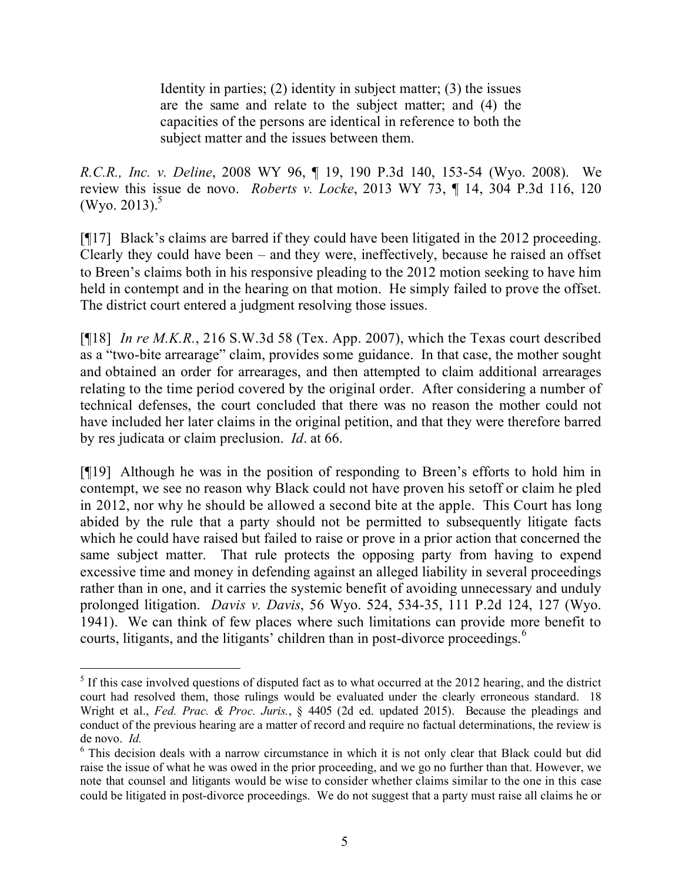> Identity in parties; (2) identity in subject matter; (3) the issues are the same and relate to the subject matter; and (4) the capacities of the persons are identical in reference to both the subject matter and the issues between them.

*R.C.R., Inc. v. Deline*, 2008 WY 96, ¶ 19, 190 P.3d 140, 153-54 (Wyo. 2008). We review this issue de novo. *Roberts v. Locke*, 2013 WY 73, ¶ 14, 304 P.3d 116, 120 (Wyo. 2013).[5]

[¶17] Black's claims are barred if they could have been litigated in the 2012 proceeding. Clearly they could have been – and they were, ineffectively, because he raised an offset to Breen's claims both in his responsive pleading to the 2012 motion seeking to have him held in contempt and in the hearing on that motion. He simply failed to prove the offset. The district court entered a judgment resolving those issues.

[¶18] *In re M.K.R.*, 216 S.W.3d 58 (Tex. App. 2007), which the Texas court described as a "two-bite arrearage" claim, provides some guidance. In that case, the mother sought and obtained an order for arrearages, and then attempted to claim additional arrearages relating to the time period covered by the original order. After considering a number of technical defenses, the court concluded that there was no reason the mother could not have included her later claims in the original petition, and that they were therefore barred by res judicata or claim preclusion. *Id*. at 66.

[¶19] Although he was in the position of responding to Breen's efforts to hold him in contempt, we see no reason why Black could not have proven his setoff or claim he pled in 2012, nor why he should be allowed a second bite at the apple. This Court has long abided by the rule that a party should not be permitted to subsequently litigate facts which he could have raised but failed to raise or prove in a prior action that concerned the same subject matter. That rule protects the opposing party from having to expend excessive time and money in defending against an alleged liability in several proceedings rather than in one, and it carries the systemic benefit of avoiding unnecessary and unduly prolonged litigation. *Davis v. Davis*, 56 Wyo. 524, 534-35, 111 P.2d 124, 127 (Wyo. 1941). We can think of few places where such limitations can provide more benefit to courts, litigants, and the litigants' children than in post-divorce proceedings.[6]

---

[5] If this case involved questions of disputed fact as to what occurred at the 2012 hearing, and the district court had resolved them, those rulings would be evaluated under the clearly erroneous standard. 18 Wright et al., *Fed. Prac. & Proc. Juris.*, § 4405 (2d ed. updated 2015). Because the pleadings and conduct of the previous hearing are a matter of record and require no factual determinations, the review is de novo. *Id.*

[6] This decision deals with a narrow circumstance in which it is not only clear that Black could but did raise the issue of what he was owed in the prior proceeding, and we go no further than that. However, we note that counsel and litigants would be wise to consider whether claims similar to the one in this case could be litigated in post-divorce proceedings. We do not suggest that a party must raise all claims he or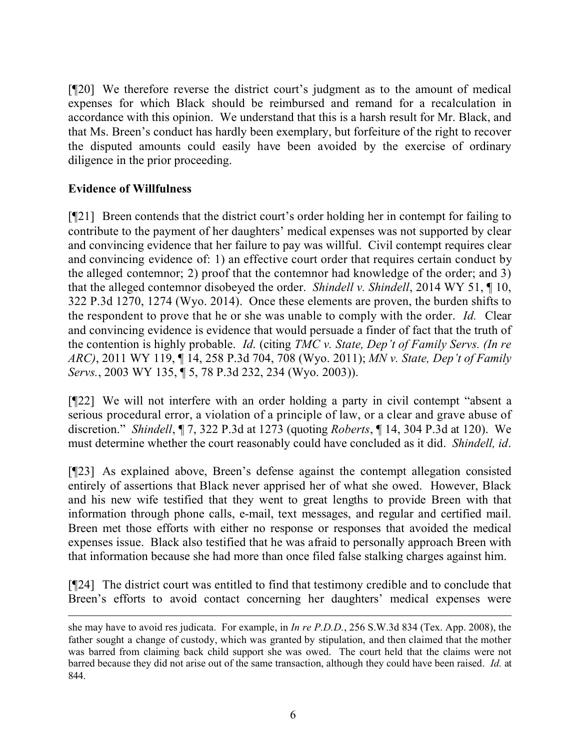[¶20] We therefore reverse the district court's judgment as to the amount of medical expenses for which Black should be reimbursed and remand for a recalculation in accordance with this opinion. We understand that this is a harsh result for Mr. Black, and that Ms. Breen's conduct has hardly been exemplary, but forfeiture of the right to recover the disputed amounts could easily have been avoided by the exercise of ordinary diligence in the prior proceeding.

**Evidence of Willfulness**

[¶21] Breen contends that the district court's order holding her in contempt for failing to contribute to the payment of her daughters' medical expenses was not supported by clear and convincing evidence that her failure to pay was willful. Civil contempt requires clear and convincing evidence of: 1) an effective court order that requires certain conduct by the alleged contemnor; 2) proof that the contemnor had knowledge of the order; and 3) that the alleged contemnor disobeyed the order. *Shindell v. Shindell*, 2014 WY 51, ¶ 10, 322 P.3d 1270, 1274 (Wyo. 2014). Once these elements are proven, the burden shifts to the respondent to prove that he or she was unable to comply with the order. *Id.* Clear and convincing evidence is evidence that would persuade a finder of fact that the truth of the contention is highly probable. *Id.* (citing *TMC v. State, Dep't of Family Servs. (In re ARC)*, 2011 WY 119, ¶ 14, 258 P.3d 704, 708 (Wyo. 2011); *MN v. State, Dep't of Family Servs.*, 2003 WY 135, ¶ 5, 78 P.3d 232, 234 (Wyo. 2003)).

[¶22] We will not interfere with an order holding a party in civil contempt "absent a serious procedural error, a violation of a principle of law, or a clear and grave abuse of discretion." *Shindell*, ¶ 7, 322 P.3d at 1273 (quoting *Roberts*, ¶ 14, 304 P.3d at 120). We must determine whether the court reasonably could have concluded as it did. *Shindell, id*.

[¶23] As explained above, Breen's defense against the contempt allegation consisted entirely of assertions that Black never apprised her of what she owed. However, Black and his new wife testified that they went to great lengths to provide Breen with that information through phone calls, e-mail, text messages, and regular and certified mail. Breen met those efforts with either no response or responses that avoided the medical expenses issue. Black also testified that he was afraid to personally approach Breen with that information because she had more than once filed false stalking charges against him.

[¶24] The district court was entitled to find that testimony credible and to conclude that Breen's efforts to avoid contact concerning her daughters' medical expenses were

---

she may have to avoid res judicata. For example, in *In re P.D.D.*, 256 S.W.3d 834 (Tex. App. 2008), the father sought a change of custody, which was granted by stipulation, and then claimed that the mother was barred from claiming back child support she was owed. The court held that the claims were not barred because they did not arise out of the same transaction, although they could have been raised. *Id.* at 844.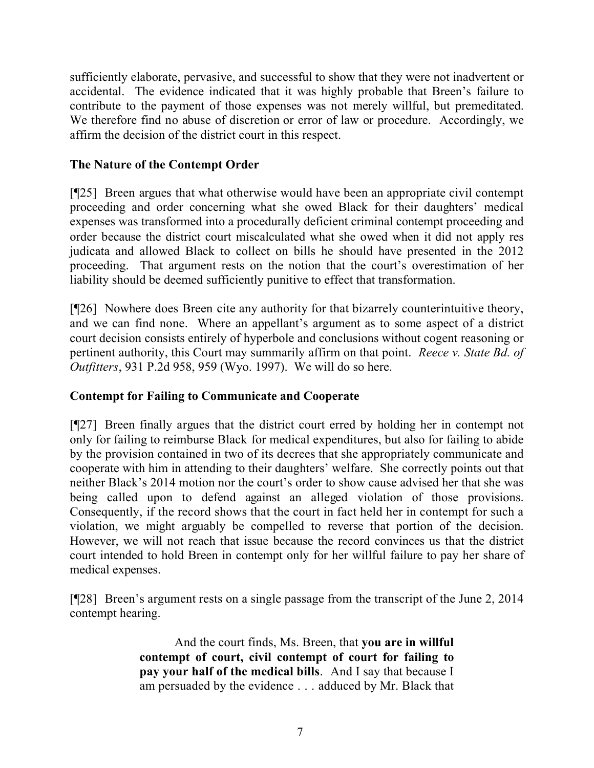sufficiently elaborate, pervasive, and successful to show that they were not inadvertent or accidental. The evidence indicated that it was highly probable that Breen's failure to contribute to the payment of those expenses was not merely willful, but premeditated. We therefore find no abuse of discretion or error of law or procedure. Accordingly, we affirm the decision of the district court in this respect.

## The Nature of the Contempt Order

[¶25] Breen argues that what otherwise would have been an appropriate civil contempt proceeding and order concerning what she owed Black for their daughters' medical expenses was transformed into a procedurally deficient criminal contempt proceeding and order because the district court miscalculated what she owed when it did not apply res judicata and allowed Black to collect on bills he should have presented in the 2012 proceeding. That argument rests on the notion that the court's overestimation of her liability should be deemed sufficiently punitive to effect that transformation.

[¶26] Nowhere does Breen cite any authority for that bizarrely counterintuitive theory, and we can find none. Where an appellant's argument as to some aspect of a district court decision consists entirely of hyperbole and conclusions without cogent reasoning or pertinent authority, this Court may summarily affirm on that point. *Reece v. State Bd. of Outfitters*, 931 P.2d 958, 959 (Wyo. 1997). We will do so here.

## Contempt for Failing to Communicate and Cooperate

[¶27] Breen finally argues that the district court erred by holding her in contempt not only for failing to reimburse Black for medical expenditures, but also for failing to abide by the provision contained in two of its decrees that she appropriately communicate and cooperate with him in attending to their daughters' welfare. She correctly points out that neither Black's 2014 motion nor the court's order to show cause advised her that she was being called upon to defend against an alleged violation of those provisions. Consequently, if the record shows that the court in fact held her in contempt for such a violation, we might arguably be compelled to reverse that portion of the decision. However, we will not reach that issue because the record convinces us that the district court intended to hold Breen in contempt only for her willful failure to pay her share of medical expenses.

[¶28] Breen's argument rests on a single passage from the transcript of the June 2, 2014 contempt hearing.

> And the court finds, Ms. Breen, that **you are in willful contempt of court, civil contempt of court for failing to pay your half of the medical bills**. And I say that because I am persuaded by the evidence . . . adduced by Mr. Black that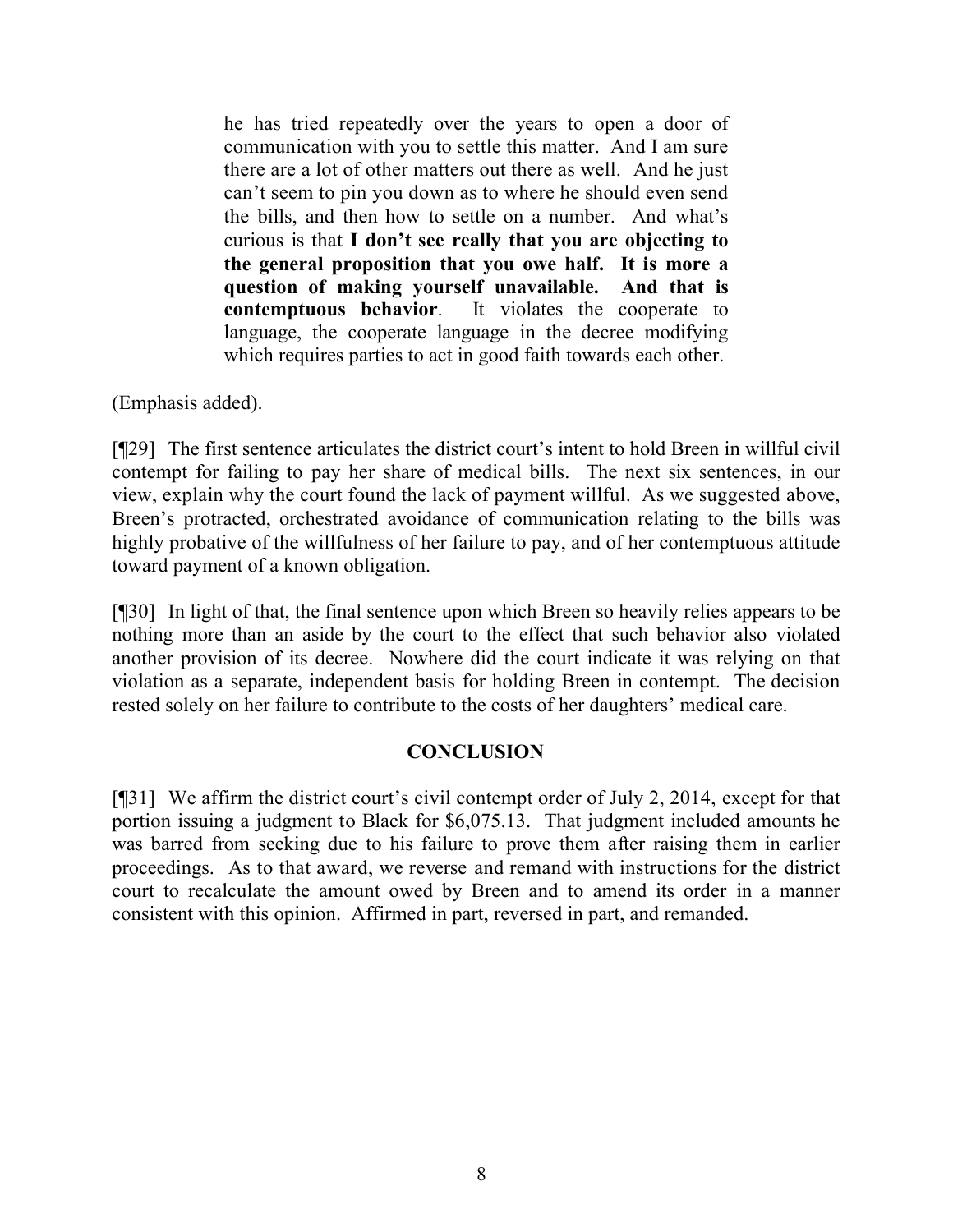> he has tried repeatedly over the years to open a door of communication with you to settle this matter. And I am sure there are a lot of other matters out there as well. And he just can't seem to pin you down as to where he should even send the bills, and then how to settle on a number. And what's curious is that **I don't see really that you are objecting to the general proposition that you owe half. It is more a question of making yourself unavailable. And that is contemptuous behavior**. It violates the cooperate to language, the cooperate language in the decree modifying which requires parties to act in good faith towards each other.

(Emphasis added).

[¶29] The first sentence articulates the district court's intent to hold Breen in willful civil contempt for failing to pay her share of medical bills. The next six sentences, in our view, explain why the court found the lack of payment willful. As we suggested above, Breen's protracted, orchestrated avoidance of communication relating to the bills was highly probative of the willfulness of her failure to pay, and of her contemptuous attitude toward payment of a known obligation.

[¶30] In light of that, the final sentence upon which Breen so heavily relies appears to be nothing more than an aside by the court to the effect that such behavior also violated another provision of its decree. Nowhere did the court indicate it was relying on that violation as a separate, independent basis for holding Breen in contempt. The decision rested solely on her failure to contribute to the costs of her daughters' medical care.

## CONCLUSION

[¶31] We affirm the district court's civil contempt order of July 2, 2014, except for that portion issuing a judgment to Black for $6,075.13. That judgment included amounts he was barred from seeking due to his failure to prove them after raising them in earlier proceedings. As to that award, we reverse and remand with instructions for the district court to recalculate the amount owed by Breen and to amend its order in a manner consistent with this opinion. Affirmed in part, reversed in part, and remanded.